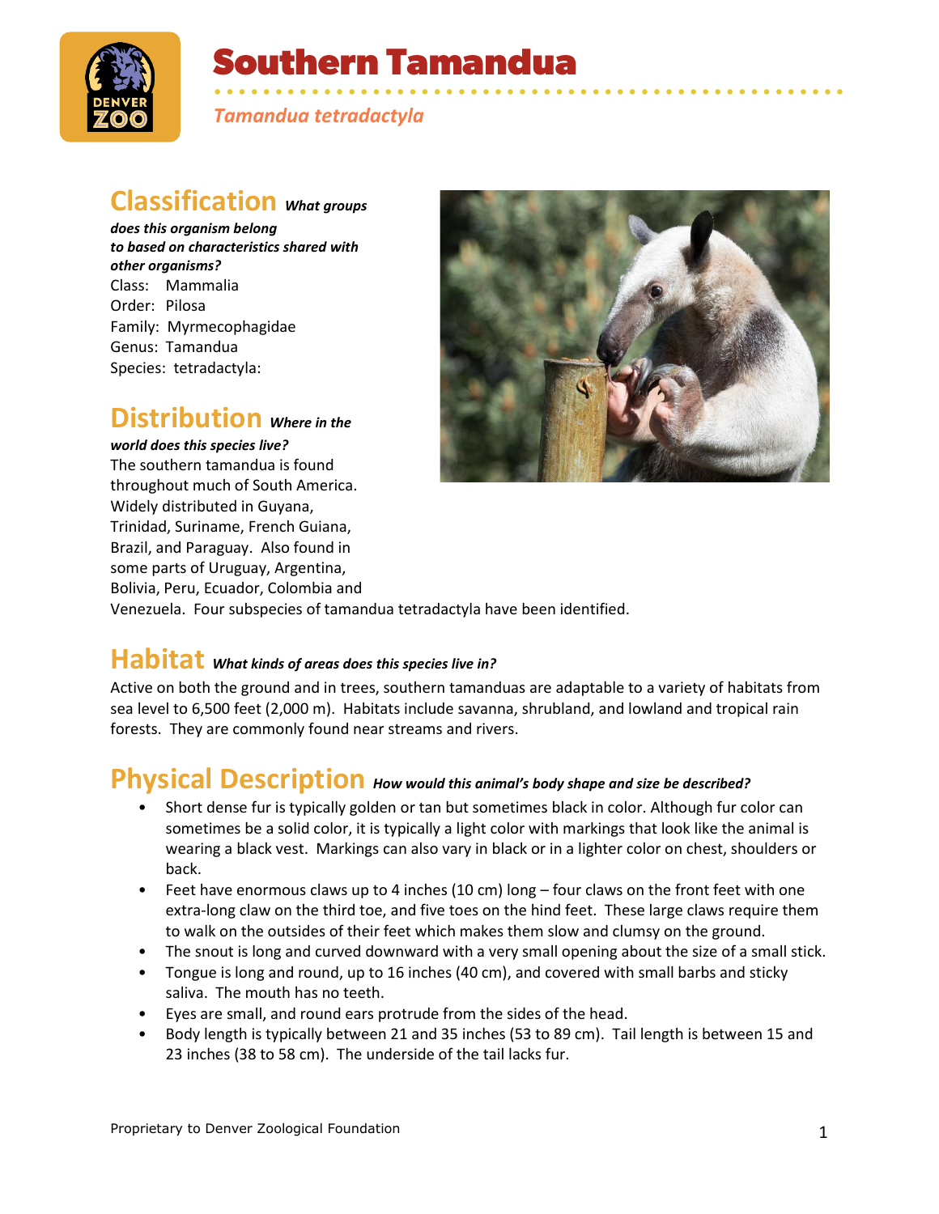# Southern Tamandua

*Tamandua tetradactyla*

## Classification *What groups does this organism belong to based on characteristics shared with other organisms?*

Class: Mammalia
Order: Pilosa
Family: Myrmecophagidae
Genus: Tamandua
Species: tetradactyla:

## Distribution *Where in the world does this species live?*

The southern tamandua is found throughout much of South America. Widely distributed in Guyana, Trinidad, Suriname, French Guiana, Brazil, and Paraguay. Also found in some parts of Uruguay, Argentina, Bolivia, Peru, Ecuador, Colombia and Venezuela. Four subspecies of tamandua tetradactyla have been identified.

## Habitat *What kinds of areas does this species live in?*

Active on both the ground and in trees, southern tamanduas are adaptable to a variety of habitats from sea level to 6,500 feet (2,000 m). Habitats include savanna, shrubland, and lowland and tropical rain forests. They are commonly found near streams and rivers.

## Physical Description *How would this animal's body shape and size be described?*

- Short dense fur is typically golden or tan but sometimes black in color. Although fur color can sometimes be a solid color, it is typically a light color with markings that look like the animal is wearing a black vest. Markings can also vary in black or in a lighter color on chest, shoulders or back.
- Feet have enormous claws up to 4 inches (10 cm) long – four claws on the front feet with one extra-long claw on the third toe, and five toes on the hind feet. These large claws require them to walk on the outsides of their feet which makes them slow and clumsy on the ground.
- The snout is long and curved downward with a very small opening about the size of a small stick.
- Tongue is long and round, up to 16 inches (40 cm), and covered with small barbs and sticky saliva. The mouth has no teeth.
- Eyes are small, and round ears protrude from the sides of the head.
- Body length is typically between 21 and 35 inches (53 to 89 cm). Tail length is between 15 and 23 inches (38 to 58 cm). The underside of the tail lacks fur.

Proprietary to Denver Zoological Foundation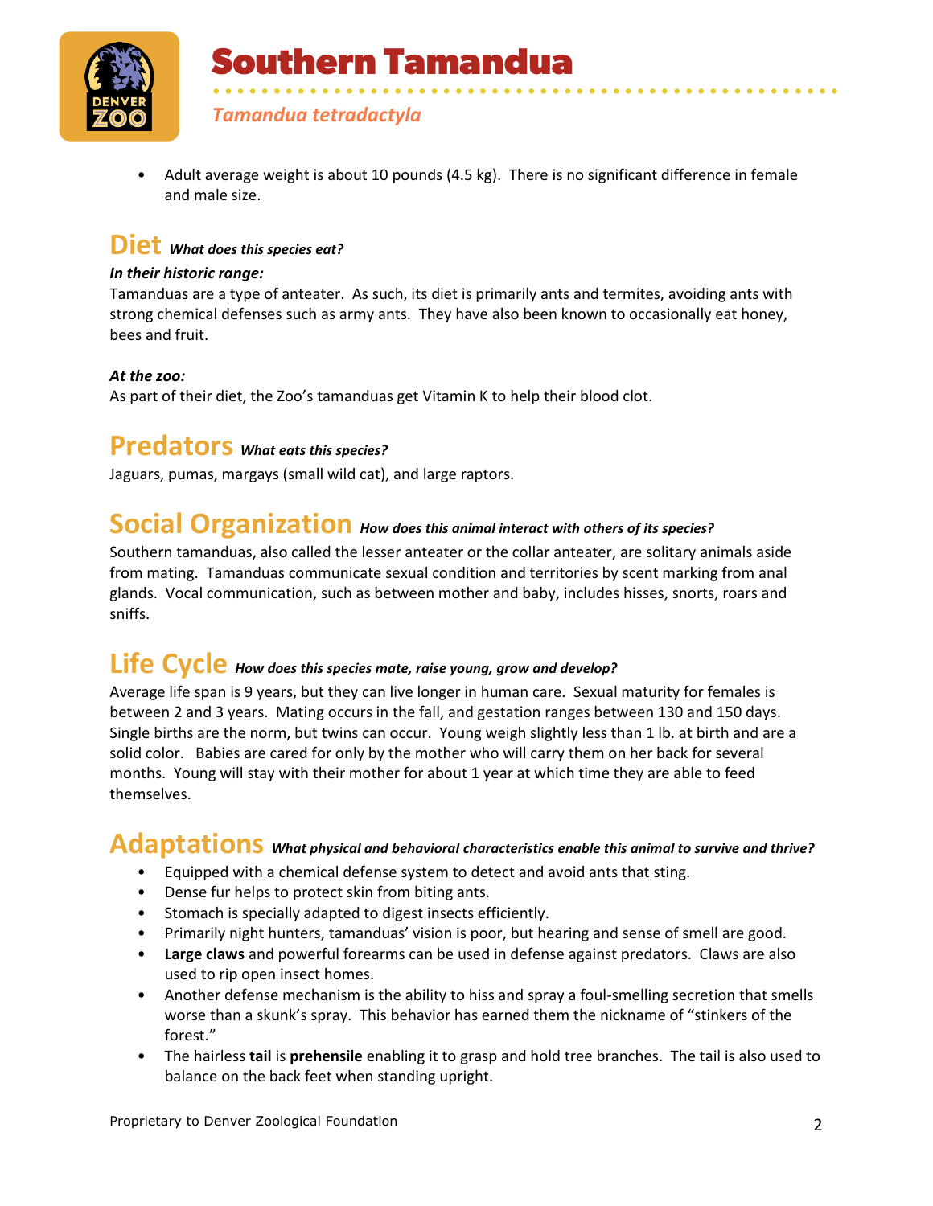- Adult average weight is about 10 pounds (4.5 kg). There is no significant difference in female and male size.

## Diet *What does this species eat?*

***In their historic range:***
Tamanduas are a type of anteater. As such, its diet is primarily ants and termites, avoiding ants with strong chemical defenses such as army ants. They have also been known to occasionally eat honey, bees and fruit.

***At the zoo:***
As part of their diet, the Zoo's tamanduas get Vitamin K to help their blood clot.

## Predators *What eats this species?*

Jaguars, pumas, margays (small wild cat), and large raptors.

## Social Organization *How does this animal interact with others of its species?*

Southern tamanduas, also called the lesser anteater or the collar anteater, are solitary animals aside from mating. Tamanduas communicate sexual condition and territories by scent marking from anal glands. Vocal communication, such as between mother and baby, includes hisses, snorts, roars and sniffs.

## Life Cycle *How does this species mate, raise young, grow and develop?*

Average life span is 9 years, but they can live longer in human care. Sexual maturity for females is between 2 and 3 years. Mating occurs in the fall, and gestation ranges between 130 and 150 days. Single births are the norm, but twins can occur. Young weigh slightly less than 1 lb. at birth and are a solid color. Babies are cared for only by the mother who will carry them on her back for several months. Young will stay with their mother for about 1 year at which time they are able to feed themselves.

## Adaptations *What physical and behavioral characteristics enable this animal to survive and thrive?*

- Equipped with a chemical defense system to detect and avoid ants that sting.
- Dense fur helps to protect skin from biting ants.
- Stomach is specially adapted to digest insects efficiently.
- Primarily night hunters, tamanduas' vision is poor, but hearing and sense of smell are good.
- **Large claws** and powerful forearms can be used in defense against predators. Claws are also used to rip open insect homes.
- Another defense mechanism is the ability to hiss and spray a foul-smelling secretion that smells worse than a skunk's spray. This behavior has earned them the nickname of "stinkers of the forest."
- The hairless **tail** is **prehensile** enabling it to grasp and hold tree branches. The tail is also used to balance on the back feet when standing upright.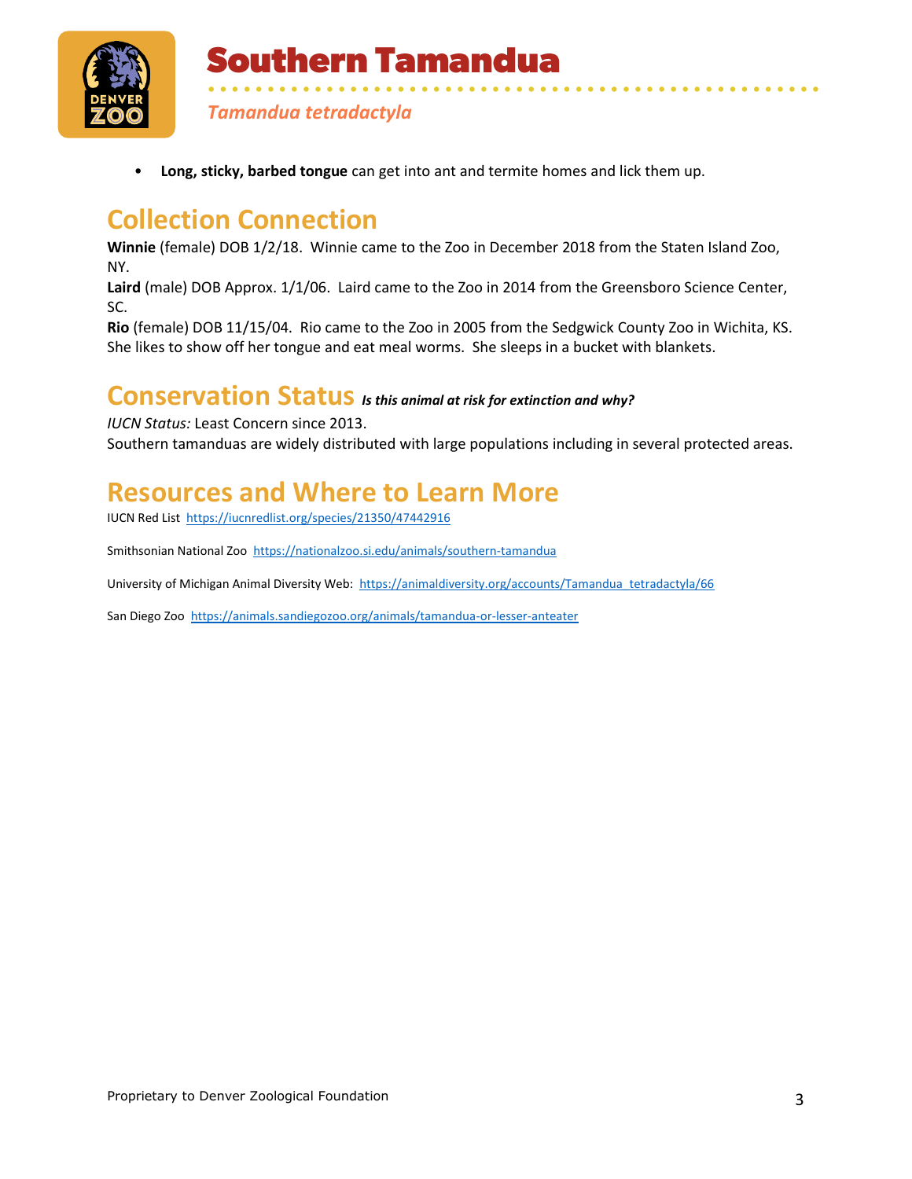- **Long, sticky, barbed tongue** can get into ant and termite homes and lick them up.

## Collection Connection

**Winnie** (female) DOB 1/2/18. Winnie came to the Zoo in December 2018 from the Staten Island Zoo, NY.

**Laird** (male) DOB Approx. 1/1/06. Laird came to the Zoo in 2014 from the Greensboro Science Center, SC.

**Rio** (female) DOB 11/15/04. Rio came to the Zoo in 2005 from the Sedgwick County Zoo in Wichita, KS. She likes to show off her tongue and eat meal worms. She sleeps in a bucket with blankets.

## Conservation Status *Is this animal at risk for extinction and why?*

*IUCN Status:* Least Concern since 2013.

Southern tamanduas are widely distributed with large populations including in several protected areas.

## Resources and Where to Learn More

IUCN Red List https://iucnredlist.org/species/21350/47442916

Smithsonian National Zoo https://nationalzoo.si.edu/animals/southern-tamandua

University of Michigan Animal Diversity Web: https://animaldiversity.org/accounts/Tamandua_tetradactyla/66

San Diego Zoo https://animals.sandiegozoo.org/animals/tamandua-or-lesser-anteater

Proprietary to Denver Zoological Foundation